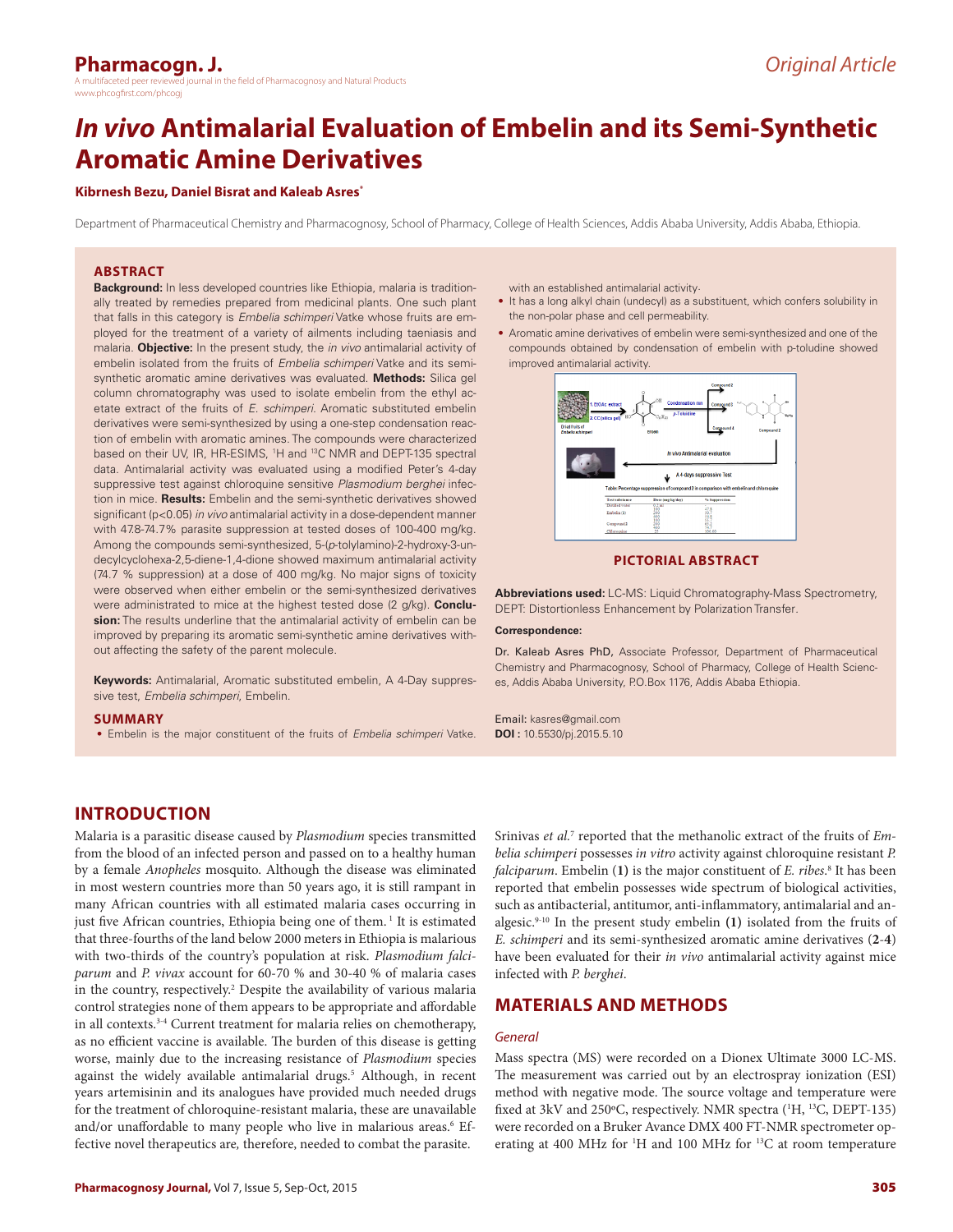# *In vivo* Antimalarial Evaluation of Embelin and its Semi-Synthetic Aromatic Amine Derivatives

**Kibrnesh Bezu, Daniel Bisrat and Kaleab Asres***

Department of Pharmaceutical Chemistry and Pharmacognosy, School of Pharmacy, College of Health Sciences, Addis Ababa University, Addis Ababa, Ethiopia.

## ABSTRACT

**Background:** In less developed countries like Ethiopia, malaria is traditionally treated by remedies prepared from medicinal plants. One such plant that falls in this category is *Embelia schimperi* Vatke whose fruits are employed for the treatment of a variety of ailments including taeniasis and malaria. **Objective:** In the present study, the *in vivo* antimalarial activity of embelin isolated from the fruits of *Embelia schimperi* Vatke and its semi-synthetic aromatic amine derivatives was evaluated. **Methods:** Silica gel column chromatography was used to isolate embelin from the ethyl acetate extract of the fruits of *E. schimperi*. Aromatic substituted embelin derivatives were semi-synthesized by using a one-step condensation reaction of embelin with aromatic amines. The compounds were characterized based on their UV, IR, HR-ESIMS, $^{1}H$ and $^{13}C$ NMR and DEPT-135 spectral data. Antimalarial activity was evaluated using a modified Peter's 4-day suppressive test against chloroquine sensitive *Plasmodium berghei* infection in mice. **Results:** Embelin and the semi-synthetic derivatives showed significant ($p<0.05$) *in vivo* antimalarial activity in a dose-dependent manner with 47.8-74.7% parasite suppression at tested doses of 100-400 mg/kg. Among the compounds semi-synthesized, 5-(*p*-tolylamino)-2-hydroxy-3-undecylcyclohexa-2,5-diene-1,4-dione showed maximum antimalarial activity (74.7 % suppression) at a dose of 400 mg/kg. No major signs of toxicity were observed when either embelin or the semi-synthesized derivatives were administrated to mice at the highest tested dose (2 g/kg). **Conclusion:** The results underline that the antimalarial activity of embelin can be improved by preparing its aromatic semi-synthetic amine derivatives without affecting the safety of the parent molecule.

**Keywords:** Antimalarial, Aromatic substituted embelin, A 4-Day suppressive test, *Embelia schimperi*, Embelin.

## SUMMARY

- Embelin is the major constituent of the fruits of *Embelia schimperi* Vatke. with an established antimalarial activity.
- It has a long alkyl chain (undecyl) as a substituent, which confers solubility in the non-polar phase and cell permeability.
- Aromatic amine derivatives of embelin were semi-synthesized and one of the compounds obtained by condensation of embelin with p-toludine showed improved antimalarial activity.

**PICTORIAL ABSTRACT**

**Abbreviations used:** LC-MS: Liquid Chromatography-Mass Spectrometry, DEPT: Distortionless Enhancement by Polarization Transfer.

**Correspondence:**

**Dr. Kaleab Asres PhD,** Associate Professor, Department of Pharmaceutical Chemistry and Pharmacognosy, School of Pharmacy, College of Health Sciences, Addis Ababa University, P.O.Box 1176, Addis Ababa Ethiopia.

Email: kasres@gmail.com

**DOI :** 10.5530/pj.2015.5.10

## INTRODUCTION

Malaria is a parasitic disease caused by *Plasmodium* species transmitted from the blood of an infected person and passed on to a healthy human by a female *Anopheles* mosquito. Although the disease was eliminated in most western countries more than 50 years ago, it is still rampant in many African countries with all estimated malaria cases occurring in just five African countries, Ethiopia being one of them.[1] It is estimated that three-fourths of the land below 2000 meters in Ethiopia is malarious with two-thirds of the country's population at risk. *Plasmodium falciparum* and *P. vivax* account for 60-70 % and 30-40 % of malaria cases in the country, respectively.[2] Despite the availability of various malaria control strategies none of them appears to be appropriate and affordable in all contexts.[3-4] Current treatment for malaria relies on chemotherapy, as no efficient vaccine is available. The burden of this disease is getting worse, mainly due to the increasing resistance of *Plasmodium* species against the widely available antimalarial drugs.[5] Although, in recent years artemisinin and its analogues have provided much needed drugs for the treatment of chloroquine-resistant malaria, these are unavailable and/or unaffordable to many people who live in malarious areas.[6] Effective novel therapeutics are, therefore, needed to combat the parasite.

Srinivas *et al.*[7] reported that the methanolic extract of the fruits of *Embelia schimperi* possesses *in vitro* activity against chloroquine resistant *P. falciparum*. Embelin (**1**) is the major constituent of *E. ribes*.[8] It has been reported that embelin possesses wide spectrum of biological activities, such as antibacterial, antitumor, anti-inflammatory, antimalarial and analgesic.[9-10] In the present study embelin (**1**) isolated from the fruits of *E. schimperi* and its semi-synthesized aromatic amine derivatives (**2**-**4**) have been evaluated for their *in vivo* antimalarial activity against mice infected with *P. berghei*.

## MATERIALS AND METHODS

### *General*

Mass spectra (MS) were recorded on a Dionex Ultimate 3000 LC-MS. The measurement was carried out by an electrospray ionization (ESI) method with negative mode. The source voltage and temperature were fixed at 3kV and 250°C, respectively. NMR spectra ($^{1}H$, $^{13}C$, DEPT-135) were recorded on a Bruker Avance DMX 400 FT-NMR spectrometer operating at 400 MHz for $^{1}H$ and 100 MHz for $^{13}C$ at room temperature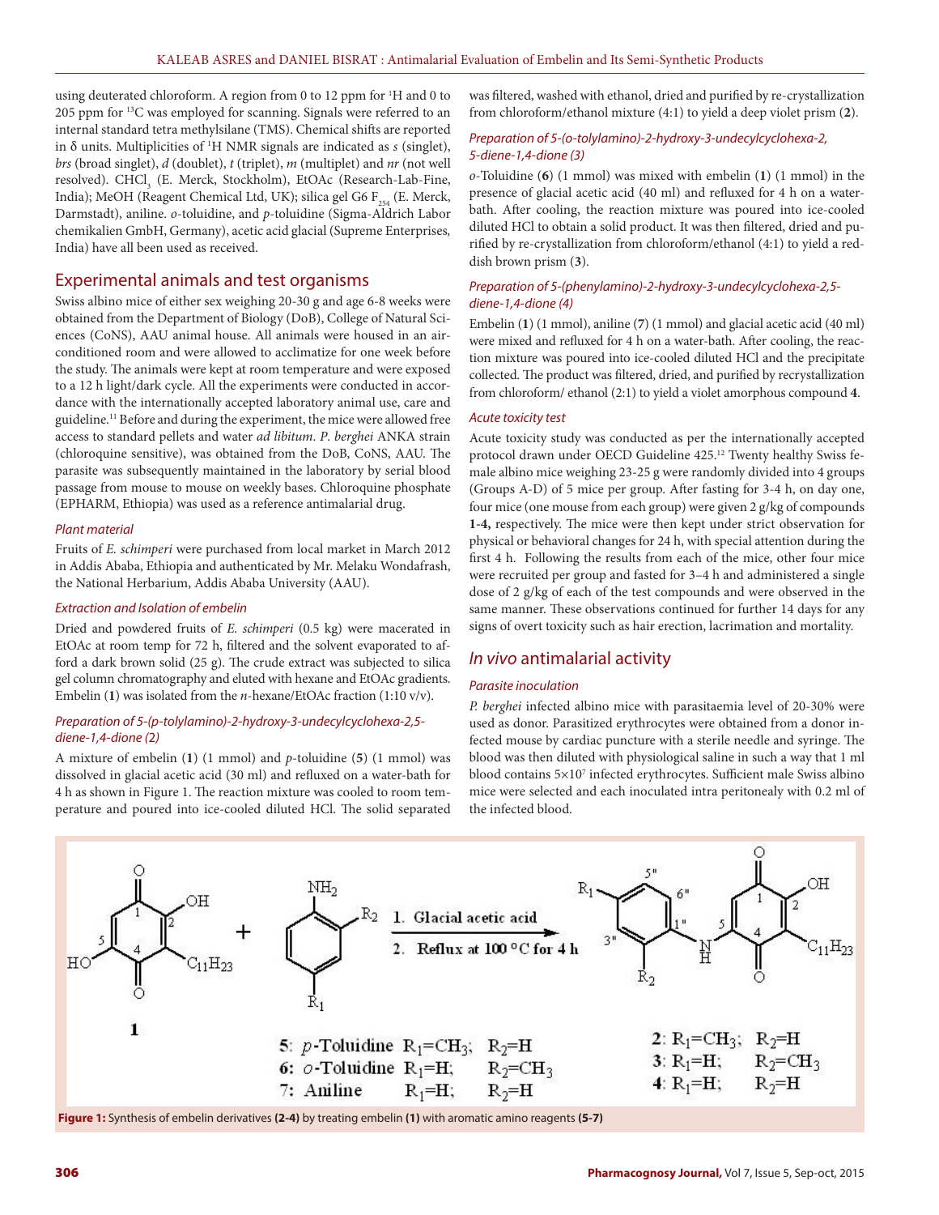using deuterated chloroform. A region from 0 to 12 ppm for $^1$H and 0 to 205 ppm for $^{13}$C was employed for scanning. Signals were referred to an internal standard tetra methylsilane (TMS). Chemical shifts are reported in δ units. Multiplicities of $^1$H NMR signals are indicated as *s* (singlet), *brs* (broad singlet), *d* (doublet), *t* (triplet), *m* (multiplet) and *nr* (not well resolved). $CHCl_3$ (E. Merck, Stockholm), EtOAc (Research-Lab-Fine, India); MeOH (Reagent Chemical Ltd, UK); silica gel G6 $F_{254}$ (E. Merck, Darmstadt), aniline. *o*-toluidine, and *p*-toluidine (Sigma-Aldrich Labor chemikalien GmbH, Germany), acetic acid glacial (Supreme Enterprises, India) have all been used as received.

## Experimental animals and test organisms

Swiss albino mice of either sex weighing 20-30 g and age 6-8 weeks were obtained from the Department of Biology (DoB), College of Natural Sciences (CoNS), AAU animal house. All animals were housed in an air-conditioned room and were allowed to acclimatize for one week before the study. The animals were kept at room temperature and were exposed to a 12 h light/dark cycle. All the experiments were conducted in accordance with the internationally accepted laboratory animal use, care and guideline.[11] Before and during the experiment, the mice were allowed free access to standard pellets and water *ad libitum*. *P. berghei* ANKA strain (chloroquine sensitive), was obtained from the DoB, CoNS, AAU. The parasite was subsequently maintained in the laboratory by serial blood passage from mouse to mouse on weekly bases. Chloroquine phosphate (EPHARM, Ethiopia) was used as a reference antimalarial drug.

### Plant material

Fruits of *E. schimperi* were purchased from local market in March 2012 in Addis Ababa, Ethiopia and authenticated by Mr. Melaku Wondafrash, the National Herbarium, Addis Ababa University (AAU).

### Extraction and Isolation of embelin

Dried and powdered fruits of *E. schimperi* (0.5 kg) were macerated in EtOAc at room temp for 72 h, filtered and the solvent evaporated to afford a dark brown solid (25 g). The crude extract was subjected to silica gel column chromatography and eluted with hexane and EtOAc gradients. Embelin (**1**) was isolated from the *n*-hexane/EtOAc fraction (1:10 v/v).

### Preparation of 5-(p-tolylamino)-2-hydroxy-3-undecylcyclohexa-2,5-diene-1,4-dione (2)

A mixture of embelin (**1**) (1 mmol) and *p*-toluidine (**5**) (1 mmol) was dissolved in glacial acetic acid (30 ml) and refluxed on a water-bath for 4 h as shown in Figure 1. The reaction mixture was cooled to room temperature and poured into ice-cooled diluted HCl. The solid separated was filtered, washed with ethanol, dried and purified by re-crystallization from chloroform/ethanol mixture (4:1) to yield a deep violet prism (**2**).

### Preparation of 5-(o-tolylamino)-2-hydroxy-3-undecylcyclohexa-2, 5-diene-1,4-dione (3)

*o*-Toluidine (**6**) (1 mmol) was mixed with embelin (**1**) (1 mmol) in the presence of glacial acetic acid (40 ml) and refluxed for 4 h on a water-bath. After cooling, the reaction mixture was poured into ice-cooled diluted HCl to obtain a solid product. It was then filtered, dried and purified by re-crystallization from chloroform/ethanol (4:1) to yield a reddish brown prism (**3**).

### Preparation of 5-(phenylamino)-2-hydroxy-3-undecylcyclohexa-2,5-diene-1,4-dione (4)

Embelin (**1**) (1 mmol), aniline (**7**) (1 mmol) and glacial acetic acid (40 ml) were mixed and refluxed for 4 h on a water-bath. After cooling, the reaction mixture was poured into ice-cooled diluted HCl and the precipitate collected. The product was filtered, dried, and purified by recrystallization from chloroform/ ethanol (2:1) to yield a violet amorphous compound **4**.

### Acute toxicity test

Acute toxicity study was conducted as per the internationally accepted protocol drawn under OECD Guideline 425.[12] Twenty healthy Swiss female albino mice weighing 23-25 g were randomly divided into 4 groups (Groups A-D) of 5 mice per group. After fasting for 3-4 h, on day one, four mice (one mouse from each group) were given 2 g/kg of compounds **1-4,** respectively. The mice were then kept under strict observation for physical or behavioral changes for 24 h, with special attention during the first 4 h. Following the results from each of the mice, other four mice were recruited per group and fasted for 3–4 h and administered a single dose of 2 g/kg of each of the test compounds and were observed in the same manner. These observations continued for further 14 days for any signs of overt toxicity such as hair erection, lacrimation and mortality.

## *In vivo* antimalarial activity

### Parasite inoculation

*P. berghei* infected albino mice with parasitaemia level of 20-30% were used as donor. Parasitized erythrocytes were obtained from a donor infected mouse by cardiac puncture with a sterile needle and syringe. The blood was then diluted with physiological saline in such a way that 1 ml blood contains $5\times10^7$ infected erythrocytes. Sufficient male Swiss albino mice were selected and each inoculated intra peritonealy with 0.2 ml of the infected blood.

1. Glacial acetic acid
2. Reflux at 100 °C for 4 h

**1**

5: *p*-Toluidine $R_1$=$CH_3$; $R_2$=H
6: *o*-Toluidine $R_1$=H; $R_2$=$CH_3$
7: Aniline $R_1$=H; $R_2$=H

2: $R_1$=$CH_3$; $R_2$=H
3: $R_1$=H; $R_2$=$CH_3$
4: $R_1$=H; $R_2$=H

**Figure 1:** Synthesis of embelin derivatives **(2-4)** by treating embelin **(1)** with aromatic amino reagents **(5-7)**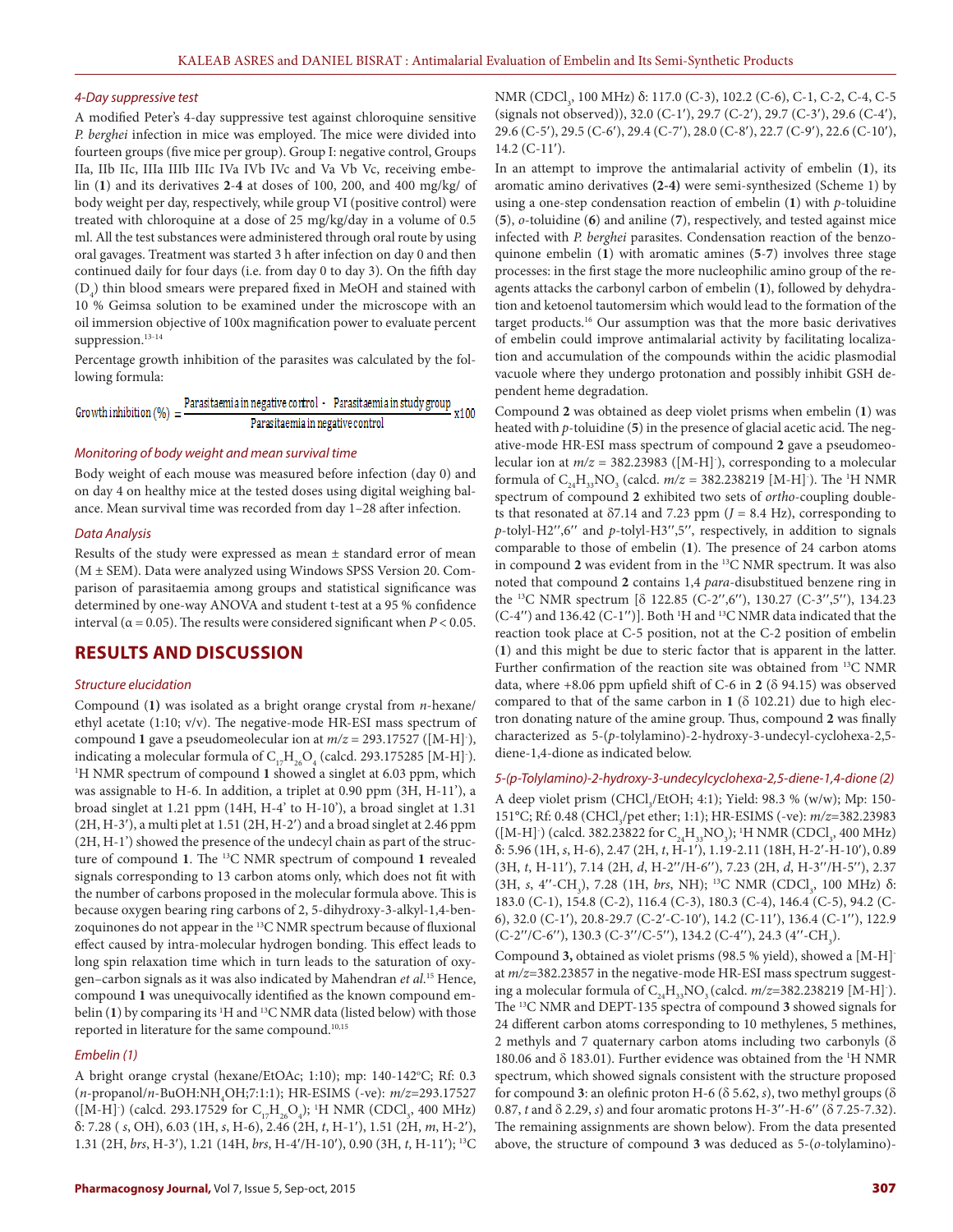#### 4-Day suppressive test

A modified Peter's 4-day suppressive test against chloroquine sensitive *P. berghei* infection in mice was employed. The mice were divided into fourteen groups (five mice per group). Group I: negative control, Groups IIa, IIb IIc, IIIa IIIb IIIc IVa IVb IVc and Va Vb Vc, receiving embelin (**1**) and its derivatives **2**-**4** at doses of 100, 200, and 400 mg/kg/ of body weight per day, respectively, while group VI (positive control) were treated with chloroquine at a dose of 25 mg/kg/day in a volume of 0.5 ml. All the test substances were administered through oral route by using oral gavages. Treatment was started 3 h after infection on day 0 and then continued daily for four days (i.e. from day 0 to day 3). On the fifth day ($D_4$) thin blood smears were prepared fixed in MeOH and stained with 10 % Geimsa solution to be examined under the microscope with an oil immersion objective of 100x magnification power to evaluate percent suppression.[13-14]

Percentage growth inhibition of the parasites was calculated by the following formula:

$$\text{Growth inhibition (\%)} = \frac{\text{Parasitaemia in negative control} - \text{Parasitaemia in study group}}{\text{Parasitaemia in negative control}} \times 100$$

#### Monitoring of body weight and mean survival time

Body weight of each mouse was measured before infection (day 0) and on day 4 on healthy mice at the tested doses using digital weighing balance. Mean survival time was recorded from day 1–28 after infection.

#### Data Analysis

Results of the study were expressed as mean ± standard error of mean (M ± SEM). Data were analyzed using Windows SPSS Version 20. Comparison of parasitaemia among groups and statistical significance was determined by one-way ANOVA and student t-test at a 95 % confidence interval ($\alpha = 0.05$). The results were considered significant when $P < 0.05$.

## RESULTS AND DISCUSSION

#### Structure elucidation

Compound (**1**) was isolated as a bright orange crystal from *n*-hexane/ethyl acetate (1:10; v/v). The negative-mode HR-ESI mass spectrum of compound **1** gave a pseudomoeolecular ion at $m/z$ = 293.17527 ([M-H]$^-$), indicating a molecular formula of $C_{17}H_{26}O_4$ (calcd. 293.175285 [M-H]$^-$). $^1$H NMR spectrum of compound **1** showed a singlet at 6.03 ppm, which was assignable to H-6. In addition, a triplet at 0.90 ppm (3H, H-11'), a broad singlet at 1.21 ppm (14H, H-4' to H-10'), a broad singlet at 1.31 (2H, H-3'), a multi plet at 1.51 (2H, H-2') and a broad singlet at 2.46 ppm (2H, H-1') showed the presence of the undecyl chain as part of the structure of compound **1**. The $^{13}$C NMR spectrum of compound **1** revealed signals corresponding to 13 carbon atoms only, which does not fit with the number of carbons proposed in the molecular formula above. This is because oxygen bearing ring carbons of 2, 5-dihydroxy-3-alkyl-1,4-benzoquinones do not appear in the $^{13}$C NMR spectrum because of fluxional effect caused by intra-molecular hydrogen bonding. This effect leads to long spin relaxation time which in turn leads to the saturation of oxygen–carbon signals as it was also indicated by Mahendran *et al.*[15] Hence, compound **1** was unequivocally identified as the known compound embelin (**1**) by comparing its $^1$H and $^{13}$C NMR data (listed below) with those reported in literature for the same compound.[10,15]

#### Embelin (1)

A bright orange crystal (hexane/EtOAc; 1:10); mp: 140-142°C; Rf: 0.3 (*n*-propanol/*n*-BuOH:$NH_4OH$;7:1:1); HR-ESIMS (-ve): $m/z$=293.17527 ([M-H]$^-$) (calcd. 293.17529 for $C_{17}H_{26}O_4$); $^1$H NMR ($CDCl_3$, 400 MHz) δ: 7.28 ( *s*, OH), 6.03 (1H, *s*, H-6), 2.46 (2H, *t*, H-1'), 1.51 (2H, *m*, H-2'), 1.31 (2H, *brs*, H-3'), 1.21 (14H, *brs*, H-4'/H-10'), 0.90 (3H, *t*, H-11'); $^{13}$C NMR ($CDCl_3$, 100 MHz) δ: 117.0 (C-3), 102.2 (C-6), C-1, C-2, C-4, C-5 (signals not observed)), 32.0 (C-1'), 29.7 (C-2'), 29.7 (C-3'), 29.6 (C-4'), 29.6 (C-5'), 29.5 (C-6'), 29.4 (C-7'), 28.0 (C-8'), 22.7 (C-9'), 22.6 (C-10'), 14.2 (C-11').

In an attempt to improve the antimalarial activity of embelin (**1**), its aromatic amino derivatives **(2-4)** were semi-synthesized (Scheme 1) by using a one-step condensation reaction of embelin (**1**) with *p*-toluidine (**5**), *o*-toluidine (**6**) and aniline (**7**), respectively, and tested against mice infected with *P. berghei* parasites. Condensation reaction of the benzoquinone embelin (**1**) with aromatic amines (**5**-**7**) involves three stage processes: in the first stage the more nucleophilic amino group of the reagents attacks the carbonyl carbon of embelin (**1**), followed by dehydration and ketoenol tautomersim which would lead to the formation of the target products.[16] Our assumption was that the more basic derivatives of embelin could improve antimalarial activity by facilitating localization and accumulation of the compounds within the acidic plasmodial vacuole where they undergo protonation and possibly inhibit GSH dependent heme degradation.

Compound **2** was obtained as deep violet prisms when embelin (**1**) was heated with *p*-toluidine (**5**) in the presence of glacial acetic acid. The negative-mode HR-ESI mass spectrum of compound **2** gave a pseudomeolecular ion at $m/z$ = 382.23983 ([M-H]$^-$), corresponding to a molecular formula of $C_{24}H_{33}NO_3$ (calcd. $m/z$ = 382.238219 [M-H]$^-$). The $^1$H NMR spectrum of compound **2** exhibited two sets of *ortho*-coupling doublets that resonated at δ7.14 and 7.23 ppm ($J$ = 8.4 Hz), corresponding to *p*-tolyl-H2'',6'' and *p*-tolyl-H3'',5'', respectively, in addition to signals comparable to those of embelin (**1**). The presence of 24 carbon atoms in compound **2** was evident from in the $^{13}$C NMR spectrum. It was also noted that compound **2** contains 1,4 *para*-disubstituted benzene ring in the $^{13}$C NMR spectrum [δ 122.85 (C-2'',6''), 130.27 (C-3'',5''), 134.23 (C-4'') and 136.42 (C-1'')]. Both $^1$H and $^{13}$C NMR data indicated that the reaction took place at C-5 position, not at the C-2 position of embelin (**1**) and this might be due to steric factor that is apparent in the latter. Further confirmation of the reaction site was obtained from $^{13}$C NMR data, where +8.06 ppm upfield shift of C-6 in **2** (δ 94.15) was observed compared to that of the same carbon in **1** (δ 102.21) due to high electron donating nature of the amine group. Thus, compound **2** was finally characterized as 5-(*p*-tolylamino)-2-hydroxy-3-undecyl-cyclohexa-2,5-diene-1,4-dione as indicated below.

#### 5-(p-Tolylamino)-2-hydroxy-3-undecylcyclohexa-2,5-diene-1,4-dione (2)

A deep violet prism ($CHCl_3$/EtOH; 4:1); Yield: 98.3 % (w/w); Mp: 150-151°C; Rf: 0.48 ($CHCl_3$/pet ether; 1:1); HR-ESIMS (-ve): $m/z$=382.23983 ([M-H]$^-$) (calcd. 382.23822 for $C_{24}H_{33}NO_3$); $^1$H NMR ($CDCl_3$, 400 MHz) δ: 5.96 (1H, *s*, H-6), 2.47 (2H, *t*, H-1'), 1.19-2.11 (18H, H-2'-H-10'), 0.89 (3H, *t*, H-11'), 7.14 (2H, *d*, H-2''/H-6''), 7.23 (2H, *d*, H-3''/H-5''), 2.37 (3H, *s*, 4''-$CH_3$), 7.28 (1H, *brs*, NH); $^{13}$C NMR ($CDCl_3$, 100 MHz) δ: 183.0 (C-1), 154.8 (C-2), 116.4 (C-3), 180.3 (C-4), 146.4 (C-5), 94.2 (C-6), 32.0 (C-1'), 20.8-29.7 (C-2'-C-10'), 14.2 (C-11'), 136.4 (C-1''), 122.9 (C-2''/C-6''), 130.3 (C-3''/C-5''), 134.2 (C-4''), 24.3 (4''-$CH_3$).

Compound **3,** obtained as violet prisms (98.5 % yield), showed a [M-H]$^-$ at $m/z$=382.23857 in the negative-mode HR-ESI mass spectrum suggesting a molecular formula of $C_{24}H_{33}NO_3$ (calcd. $m/z$=382.238219 [M-H]$^-$). The $^{13}$C NMR and DEPT-135 spectra of compound **3** showed signals for 24 different carbon atoms corresponding to 10 methylenes, 5 methines, 2 methyls and 7 quaternary carbons including two carbonyls (δ 180.06 and δ 183.01). Further evidence was obtained from the $^1$H NMR spectrum, which showed signals consistent with the structure proposed for compound **3**: an olefinic proton H-6 (δ 5.62, *s*), two methyl groups (δ 0.87, *t* and δ 2.29, *s*) and four aromatic protons H-3''-H-6'' (δ 7.25-7.32). The remaining assignments are shown below). From the data presented above, the structure of compound **3** was deduced as 5-(*o*-tolylamino)-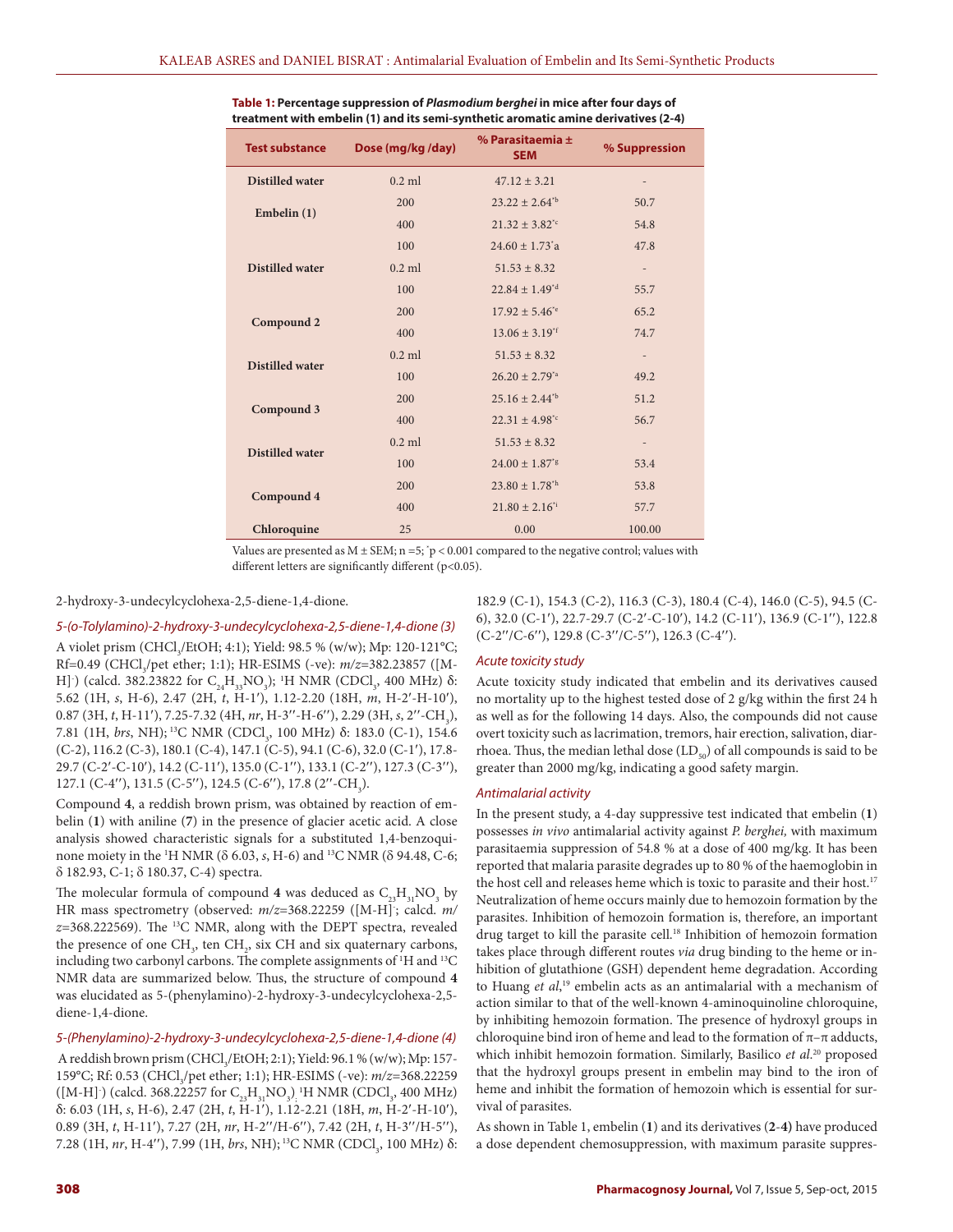**Table 1: Percentage suppression of *Plasmodium berghei* in mice after four days of treatment with embelin (1) and its semi-synthetic aromatic amine derivatives (2-4)**

| Test substance | Dose (mg/kg /day) | % Parasitaemia ± SEM | % Suppression |
|---|---|---|---|
| Distilled water | 0.2 ml | 47.12 ± 3.21 | - |
| Embelin (1) | 200 | 23.22 ± 2.64*b | 50.7 |
| | 400 | 21.32 ± 3.82*c | 54.8 |
| | 100 | 24.60 ± 1.73*a | 47.8 |
| Distilled water | 0.2 ml | 51.53 ± 8.32 | - |
| Compound 2 | 100 | 22.84 ± 1.49*d | 55.7 |
| | 200 | 17.92 ± 5.46*e | 65.2 |
| | 400 | 13.06 ± 3.19*f | 74.7 |
| Distilled water | 0.2 ml | 51.53 ± 8.32 | - |
| Compound 3 | 100 | 26.20 ± 2.79*a | 49.2 |
| | 200 | 25.16 ± 2.44*b | 51.2 |
| | 400 | 22.31 ± 4.98*c | 56.7 |
| Distilled water | 0.2 ml | 51.53 ± 8.32 | - |
| Compound 4 | 100 | 24.00 ± 1.87*g | 53.4 |
| | 200 | 23.80 ± 1.78*h | 53.8 |
| | 400 | 21.80 ± 2.16*i | 57.7 |
| Chloroquine | 25 | 0.00 | 100.00 |

Values are presented as M ± SEM; n =5; *p < 0.001 compared to the negative control; values with different letters are significantly different (p<0.05).

2-hydroxy-3-undecylcyclohexa-2,5-diene-1,4-dione.

*5-(o-Tolylamino)-2-hydroxy-3-undecylcyclohexa-2,5-diene-1,4-dione (3)*

A violet prism ($CHCl_3$/EtOH; 4:1); Yield: 98.5 % (w/w); Mp: 120-121°C; Rf=0.49 ($CHCl_3$/pet ether; 1:1); HR-ESIMS (-ve): *m/z*=382.23857 ([M-H]$^-$) (calcd. 382.23822 for $C_{24}H_{33}NO_3$); $^1$H NMR ($CDCl_3$, 400 MHz) δ: 5.62 (1H, *s*, H-6), 2.47 (2H, *t*, H-1′), 1.12-2.20 (18H, *m*, H-2′-H-10′), 0.87 (3H, *t*, H-11′), 7.25-7.32 (4H, *nr*, H-3′′-H-6′′), 2.29 (3H, *s*, 2′′-$CH_3$), 7.81 (1H, *brs*, NH); $^{13}$C NMR ($CDCl_3$, 100 MHz) δ: 183.0 (C-1), 154.6 (C-2), 116.2 (C-3), 180.1 (C-4), 147.1 (C-5), 94.1 (C-6), 32.0 (C-1′), 17.8-29.7 (C-2′-C-10′), 14.2 (C-11′), 135.0 (C-1′′), 133.1 (C-2′′), 127.3 (C-3′′), 127.1 (C-4′′), 131.5 (C-5′′), 124.5 (C-6′′), 17.8 (2′′-$CH_3$).

Compound **4**, a reddish brown prism, was obtained by reaction of embelin (**1**) with aniline (**7**) in the presence of glacier acetic acid. A close analysis showed characteristic signals for a substituted 1,4-benzoquinone moiety in the $^1$H NMR (δ 6.03, *s*, H-6) and $^{13}$C NMR (δ 94.48, C-6; δ 182.93, C-1; δ 180.37, C-4) spectra.

The molecular formula of compound **4** was deduced as $C_{23}H_{31}NO_3$ by HR mass spectrometry (observed: *m/z*=368.22259 ([M-H]$^-$; calcd. *m/z*=368.222569). The $^{13}$C NMR, along with the DEPT spectra, revealed the presence of one $CH_3$, ten $CH_2$, six CH and six quaternary carbons, including two carbonyl carbons. The complete assignments of $^1$H and $^{13}$C NMR data are summarized below. Thus, the structure of compound **4** was elucidated as 5-(phenylamino)-2-hydroxy-3-undecylcyclohexa-2,5-diene-1,4-dione.

*5-(Phenylamino)-2-hydroxy-3-undecylcyclohexa-2,5-diene-1,4-dione (4)*

A reddish brown prism ($CHCl_3$/EtOH; 2:1); Yield: 96.1 % (w/w); Mp: 157-159°C; Rf: 0.53 ($CHCl_3$/pet ether; 1:1); HR-ESIMS (-ve): *m/z*=368.22259 ([M-H]$^-$) (calcd. 368.22257 for $C_{23}H_{31}NO_3$). $^1$H NMR ($CDCl_3$, 400 MHz) δ: 6.03 (1H, *s*, H-6), 2.47 (2H, *t*, H-1′), 1.12-2.21 (18H, *m*, H-2′-H-10′), 0.89 (3H, *t*, H-11′), 7.27 (2H, *nr*, H-2′′/H-6′′), 7.42 (2H, *t*, H-3′′/H-5′′), 7.28 (1H, *nr*, H-4′′), 7.99 (1H, *brs*, NH); $^{13}$C NMR ($CDCl_3$, 100 MHz) δ: 182.9 (C-1), 154.3 (C-2), 116.3 (C-3), 180.4 (C-4), 146.0 (C-5), 94.5 (C-6), 32.0 (C-1′), 22.7-29.7 (C-2′-C-10′), 14.2 (C-11′), 136.9 (C-1′′), 122.8 (C-2′′/C-6′′), 129.8 (C-3′′/C-5′′), 126.3 (C-4′′).

*Acute toxicity study*

Acute toxicity study indicated that embelin and its derivatives caused no mortality up to the highest tested dose of 2 g/kg within the first 24 h as well as for the following 14 days. Also, the compounds did not cause overt toxicity such as lacrimation, tremors, hair erection, salivation, diarrhoea. Thus, the median lethal dose ($LD_{50}$) of all compounds is said to be greater than 2000 mg/kg, indicating a good safety margin.

*Antimalarial activity*

In the present study, a 4-day suppressive test indicated that embelin (**1**) possesses *in vivo* antimalarial activity against *P. berghei,* with maximum parasitaemia suppression of 54.8 % at a dose of 400 mg/kg. It has been reported that malaria parasite degrades up to 80 % of the haemoglobin in the host cell and releases heme which is toxic to parasite and their host.[17] Neutralization of heme occurs mainly due to hemozoin formation by the parasites. Inhibition of hemozoin formation is, therefore, an important drug target to kill the parasite cell.[18] Inhibition of hemozoin formation takes place through different routes *via* drug binding to the heme or inhibition of glutathione (GSH) dependent heme degradation. According to Huang *et al*,[19] embelin acts as an antimalarial with a mechanism of action similar to that of the well-known 4-aminoquinoline chloroquine, by inhibiting hemozoin formation. The presence of hydroxyl groups in chloroquine bind iron of heme and lead to the formation of π–π adducts, which inhibit hemozoin formation. Similarly, Basilico *et al*.[20] proposed that the hydroxyl groups present in embelin may bind to the iron of heme and inhibit the formation of hemozoin which is essential for survival of parasites.

As shown in Table 1, embelin (**1**) and its derivatives (**2**-**4**) have produced a dose dependent chemosuppression, with maximum parasite suppres-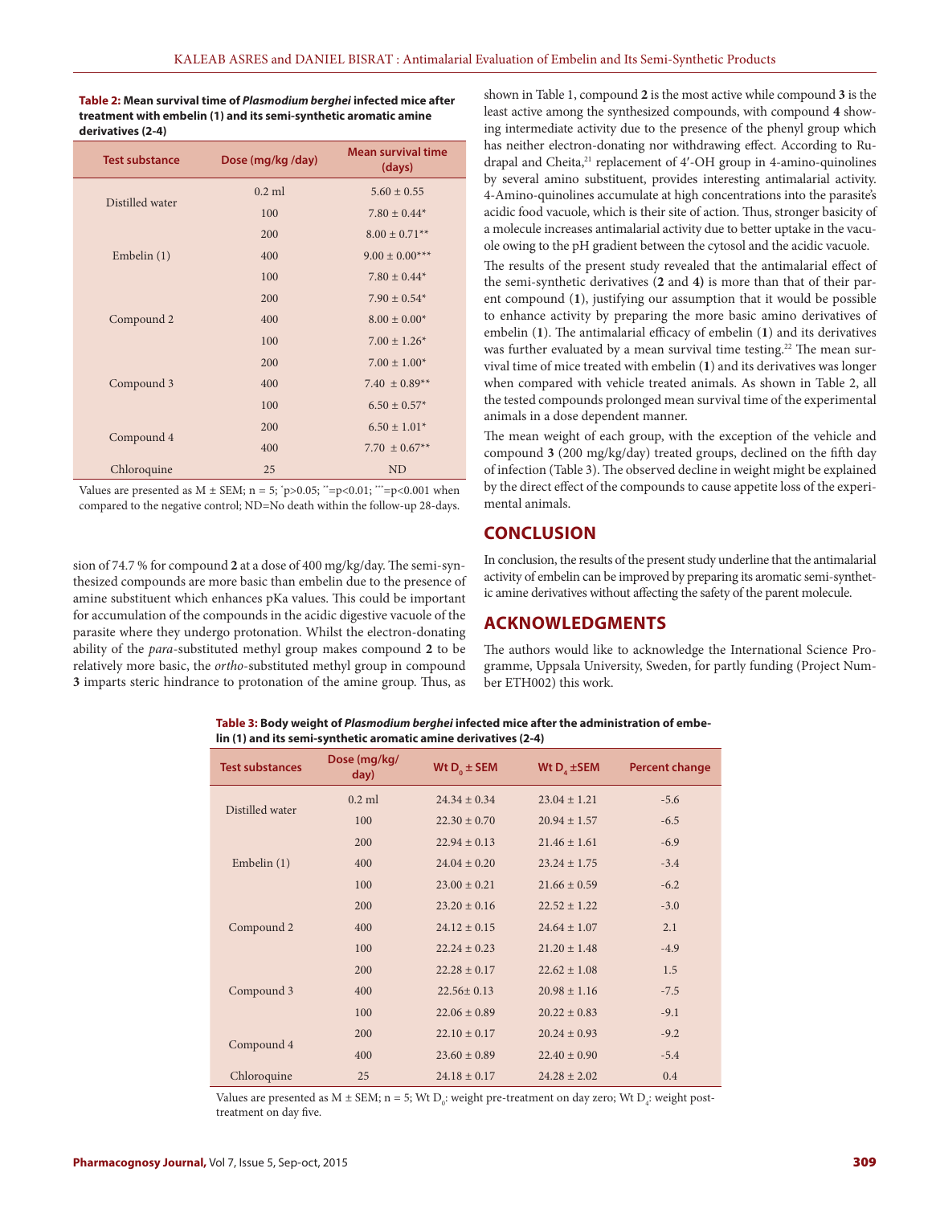**Table 2: Mean survival time of *Plasmodium berghei* infected mice after treatment with embelin (1) and its semi-synthetic aromatic amine derivatives (2-4)**

| Test substance | Dose (mg/kg /day) | Mean survival time (days) |
|---|---|---|
| Distilled water | 0.2 ml | 5.60 ± 0.55 |
| Embelin (1) | 100 | 7.80 ± 0.44* |
| | 200 | 8.00 ± 0.71** |
| | 400 | 9.00 ± 0.00*** |
| Compound 2 | 100 | 7.80 ± 0.44* |
| | 200 | 7.90 ± 0.54* |
| | 400 | 8.00 ± 0.00* |
| Compound 3 | 100 | 7.00 ± 1.26* |
| | 200 | 7.00 ± 1.00* |
| | 400 | 7.40 ± 0.89** |
| Compound 4 | 100 | 6.50 ± 0.57* |
| | 200 | 6.50 ± 1.01* |
| | 400 | 7.70 ± 0.67** |
| Chloroquine | 25 | ND |

Values are presented as M ± SEM; n = 5; *p>0.05; **=p<0.01; ***=p<0.001 when compared to the negative control; ND=No death within the follow-up 28-days.

sion of 74.7 % for compound **2** at a dose of 400 mg/kg/day. The semi-synthesized compounds are more basic than embelin due to the presence of amine substituent which enhances pKa values. This could be important for accumulation of the compounds in the acidic digestive vacuole of the parasite where they undergo protonation. Whilst the electron-donating ability of the *para*-substituted methyl group makes compound **2** to be relatively more basic, the *ortho*-substituted methyl group in compound **3** imparts steric hindrance to protonation of the amine group. Thus, as shown in Table 1, compound **2** is the most active while compound **3** is the least active among the synthesized compounds, with compound **4** showing intermediate activity due to the presence of the phenyl group which has neither electron-donating nor withdrawing effect. According to Rudrapal and Cheita,[21] replacement of 4′-OH group in 4-amino-quinolines by several amino substituent, provides interesting antimalarial activity. 4-Amino-quinolines accumulate at high concentrations into the parasite's acidic food vacuole, which is their site of action. Thus, stronger basicity of a molecule increases antimalarial activity due to better uptake in the vacuole owing to the pH gradient between the cytosol and the acidic vacuole.

The results of the present study revealed that the antimalarial effect of the semi-synthetic derivatives (**2** and **4**) is more than that of their parent compound (**1**), justifying our assumption that it would be possible to enhance activity by preparing the more basic amino derivatives of embelin (**1**). The antimalarial efficacy of embelin (**1**) and its derivatives was further evaluated by a mean survival time testing.[22] The mean survival time of mice treated with embelin (**1**) and its derivatives was longer when compared with vehicle treated animals. As shown in Table 2, all the tested compounds prolonged mean survival time of the experimental animals in a dose dependent manner.

The mean weight of each group, with the exception of the vehicle and compound **3** (200 mg/kg/day) treated groups, declined on the fifth day of infection (Table 3). The observed decline in weight might be explained by the direct effect of the compounds to cause appetite loss of the experimental animals.

## CONCLUSION

In conclusion, the results of the present study underline that the antimalarial activity of embelin can be improved by preparing its aromatic semi-synthetic amine derivatives without affecting the safety of the parent molecule.

## ACKNOWLEDGMENTS

The authors would like to acknowledge the International Science Programme, Uppsala University, Sweden, for partly funding (Project Number ETH002) this work.

**Table 3: Body weight of *Plasmodium berghei* infected mice after the administration of embelin (1) and its semi-synthetic aromatic amine derivatives (2-4)**

| Test substances | Dose (mg/kg/day) | Wt $D_0$ ± SEM | Wt $D_4$ ±SEM | Percent change |
|---|---|---|---|---|
| Distilled water | 0.2 ml | 24.34 ± 0.34 | 23.04 ± 1.21 | -5.6 |
| Embelin (1) | 100 | 22.30 ± 0.70 | 20.94 ± 1.57 | -6.5 |
| | 200 | 22.94 ± 0.13 | 21.46 ± 1.61 | -6.9 |
| | 400 | 24.04 ± 0.20 | 23.24 ± 1.75 | -3.4 |
| Compound 2 | 100 | 23.00 ± 0.21 | 21.66 ± 0.59 | -6.2 |
| | 200 | 23.20 ± 0.16 | 22.52 ± 1.22 | -3.0 |
| | 400 | 24.12 ± 0.15 | 24.64 ± 1.07 | 2.1 |
| Compound 3 | 100 | 22.24 ± 0.23 | 21.20 ± 1.48 | -4.9 |
| | 200 | 22.28 ± 0.17 | 22.62 ± 1.08 | 1.5 |
| | 400 | 22.56± 0.13 | 20.98 ± 1.16 | -7.5 |
| Compound 4 | 100 | 22.06 ± 0.89 | 20.22 ± 0.83 | -9.1 |
| | 200 | 22.10 ± 0.17 | 20.24 ± 0.93 | -9.2 |
| | 400 | 23.60 ± 0.89 | 22.40 ± 0.90 | -5.4 |
| Chloroquine | 25 | 24.18 ± 0.17 | 24.28 ± 2.02 | 0.4 |

Values are presented as M ± SEM; n = 5; Wt $D_0$: weight pre-treatment on day zero; Wt $D_4$: weight post-treatment on day five.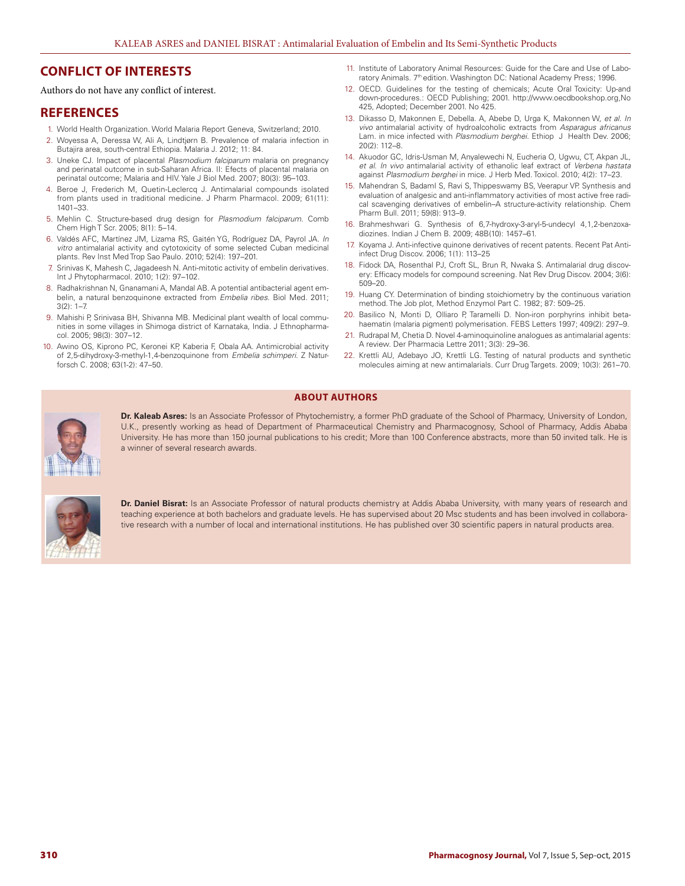## CONFLICT OF INTERESTS

Authors do not have any conflict of interest.

## REFERENCES

1. World Health Organization. World Malaria Report Geneva, Switzerland; 2010.
2. Woyessa A, Deressa W, Ali A, Lindtjørn B. Prevalence of malaria infection in Butajira area, south-central Ethiopia. Malaria J. 2012; 11: 84.
3. Uneke CJ. Impact of placental *Plasmodium falciparum* malaria on pregnancy and perinatal outcome in sub-Saharan Africa. II: Efects of placental malaria on perinatal outcome; Malaria and HIV. Yale J Biol Med. 2007; 80(3): 95–103.
4. Beroe J, Frederich M, Quetin-Leclercq J. Antimalarial compounds isolated from plants used in traditional medicine. J Pharm Pharmacol. 2009; 61(11): 1401–33.
5. Mehlin C. Structure-based drug design for *Plasmodium falciparum*. Comb Chem High T Scr. 2005; 8(1): 5–14.
6. Valdés AFC, Martínez JM, Lizama RS, Gaitén YG, Rodríguez DA, Payrol JA. *In vitro* antimalarial activity and cytotoxicity of some selected Cuban medicinal plants. Rev Inst Med Trop Sao Paulo. 2010; 52(4): 197–201.
7. Srinivas K, Mahesh C, Jagadeesh N. Anti-mitotic activity of embelin derivatives. Int J Phytopharmacol. 2010; 1(2): 97–102.
8. Radhakrishnan N, Gnanamani A, Mandal AB. A potential antibacterial agent embelin, a natural benzoquinone extracted from *Embelia ribes*. Biol Med. 2011; 3(2): 1–7.
9. Mahishi P, Srinivasa BH, Shivanna MB. Medicinal plant wealth of local communities in some villages in Shimoga district of Karnataka, India. J Ethnopharmacol. 2005; 98(3): 307–12.
10. Awino OS, Kiprono PC, Keronei KP, Kaberia F, Obala AA. Antimicrobial activity of 2,5-dihydroxy-3-methyl-1,4-benzoquinone from *Embelia schimperi*. Z Naturforsch C. 2008; 63(1-2): 47–50.
11. Institute of Laboratory Animal Resources: Guide for the Care and Use of Laboratory Animals. 7th edition. Washington DC: National Academy Press; 1996.
12. OECD. Guidelines for the testing of chemicals; Acute Oral Toxicity: Up-and down-procedures.: OECD Publishing; 2001. http://www.oecdbookshop.org,No 425, Adopted; December 2001. No 425.
13. Dikasso D, Makonnen E, Debella. A, Abebe D, Urga K, Makonnen W, *et al. In vivo* antimalarial activity of hydroalcoholic extracts from *Asparagus africanus* Lam. in mice infected with *Plasmodium berghei*. Ethiop J Health Dev. 2006; 20(2): 112–8.
14. Akuodor GC, Idris-Usman M, Anyalewechi N, Eucheria O, Ugwu, CT, Akpan JL, *et al. In vivo* antimalarial activity of ethanolic leaf extract of *Verbena hastata* against *Plasmodium berghei* in mice. J Herb Med. Toxicol. 2010; 4(2): 17–23.
15. Mahendran S, Badami S, Ravi S, Thippeswamy BS, Veerapur VP. Synthesis and evaluation of analgesic and anti-inflammatory activities of most active free radical scavenging derivatives of embelin–A structure-activity relationship. Chem Pharm Bull. 2011; 59(8): 913–9.
16. Brahmeshwari G. Synthesis of 6,7-hydroxy-3-aryl-5-undecyl 4,1,2-benzoxadiozines. Indian J Chem B. 2009; 48B(10): 1457–61.
17. Koyama J. Anti-infective quinone derivatives of recent patents. Recent Pat Anti-infect Drug Discov. 2006; 1(1): 113–25
18. Fidock DA, Rosenthal PJ, Croft SL, Brun R, Nwaka S. Antimalarial drug discovery: Efficacy models for compound screening. Nat Rev Drug Discov. 2004; 3(6): 509–20.
19. Huang CY. Determination of binding stoichiometry by the continuous variation method. The Job plot, Method Enzymol Part C. 1982; 87: 509–25.
20. Basilico N, Monti D, Olliaro P, Taramelli D. Non-iron porphyrins inhibit beta-haematin (malaria pigment) polymerisation. FEBS Letters 1997; 409(2): 297–9.
21. Rudrapal M, Chetia D. Novel 4-aminoquinoline analogues as antimalarial agents: A review. Der Pharmacia Lettre 2011; 3(3): 29–36.
22. Krettli AU, Adebayo JO, Krettli LG. Testing of natural products and synthetic molecules aiming at new antimalarials. Curr Drug Targets. 2009; 10(3): 261–70.

## ABOUT AUTHORS

**Dr. Kaleab Asres:** Is an Associate Professor of Phytochemistry, a former PhD graduate of the School of Pharmacy, University of London, U.K., presently working as head of Department of Pharmaceutical Chemistry and Pharmacognosy, School of Pharmacy, Addis Ababa University. He has more than 150 journal publications to his credit; More than 100 Conference abstracts, more than 50 invited talk. He is a winner of several research awards.

**Dr. Daniel Bisrat:** Is an Associate Professor of natural products chemistry at Addis Ababa University, with many years of research and teaching experience at both bachelors and graduate levels. He has supervised about 20 Msc students and has been involved in collaborative research with a number of local and international institutions. He has published over 30 scientific papers in natural products area.